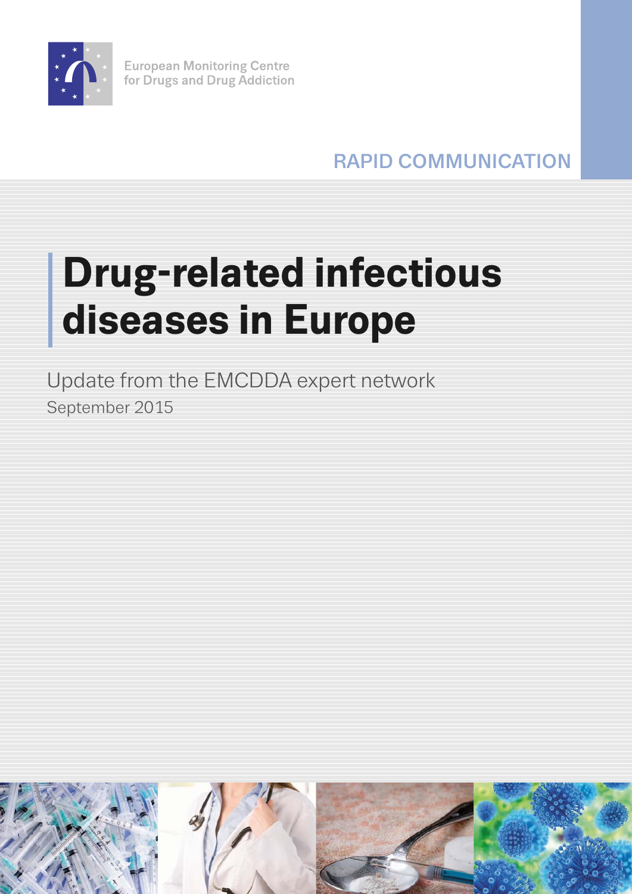European Monitoring Centre for Drugs and Drug Addiction

RAPID COMMUNICATION

# Drug-related infectious diseases in Europe

Update from the EMCDDA expert network

September 2015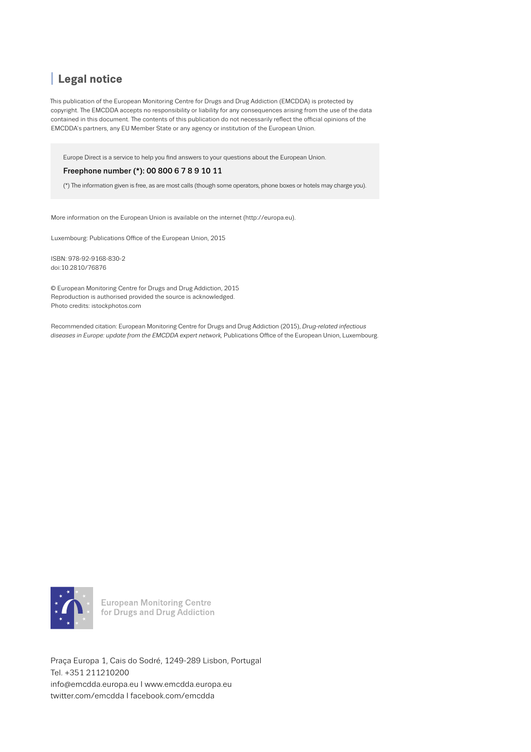## Legal notice

This publication of the European Monitoring Centre for Drugs and Drug Addiction (EMCDDA) is protected by copyright. The EMCDDA accepts no responsibility or liability for any consequences arising from the use of the data contained in this document. The contents of this publication do not necessarily reflect the official opinions of the EMCDDA's partners, any EU Member State or any agency or institution of the European Union.

Europe Direct is a service to help you find answers to your questions about the European Union.

**Freephone number (*): 00 800 6 7 8 9 10 11**

(*) The information given is free, as are most calls (though some operators, phone boxes or hotels may charge you).

More information on the European Union is available on the internet (http://europa.eu).

Luxembourg: Publications Office of the European Union, 2015

ISBN: 978-92-9168-830-2
doi:10.2810/76876

© European Monitoring Centre for Drugs and Drug Addiction, 2015
Reproduction is authorised provided the source is acknowledged.
Photo credits: istockphotos.com

Recommended citation: European Monitoring Centre for Drugs and Drug Addiction (2015), *Drug-related infectious diseases in Europe: update from the EMCDDA expert network*, Publications Office of the European Union, Luxembourg.

European Monitoring Centre
for Drugs and Drug Addiction

Praça Europa 1, Cais do Sodré, 1249-289 Lisbon, Portugal
Tel. +351 211210200
info@emcdda.europa.eu | www.emcdda.europa.eu
twitter.com/emcdda | facebook.com/emcdda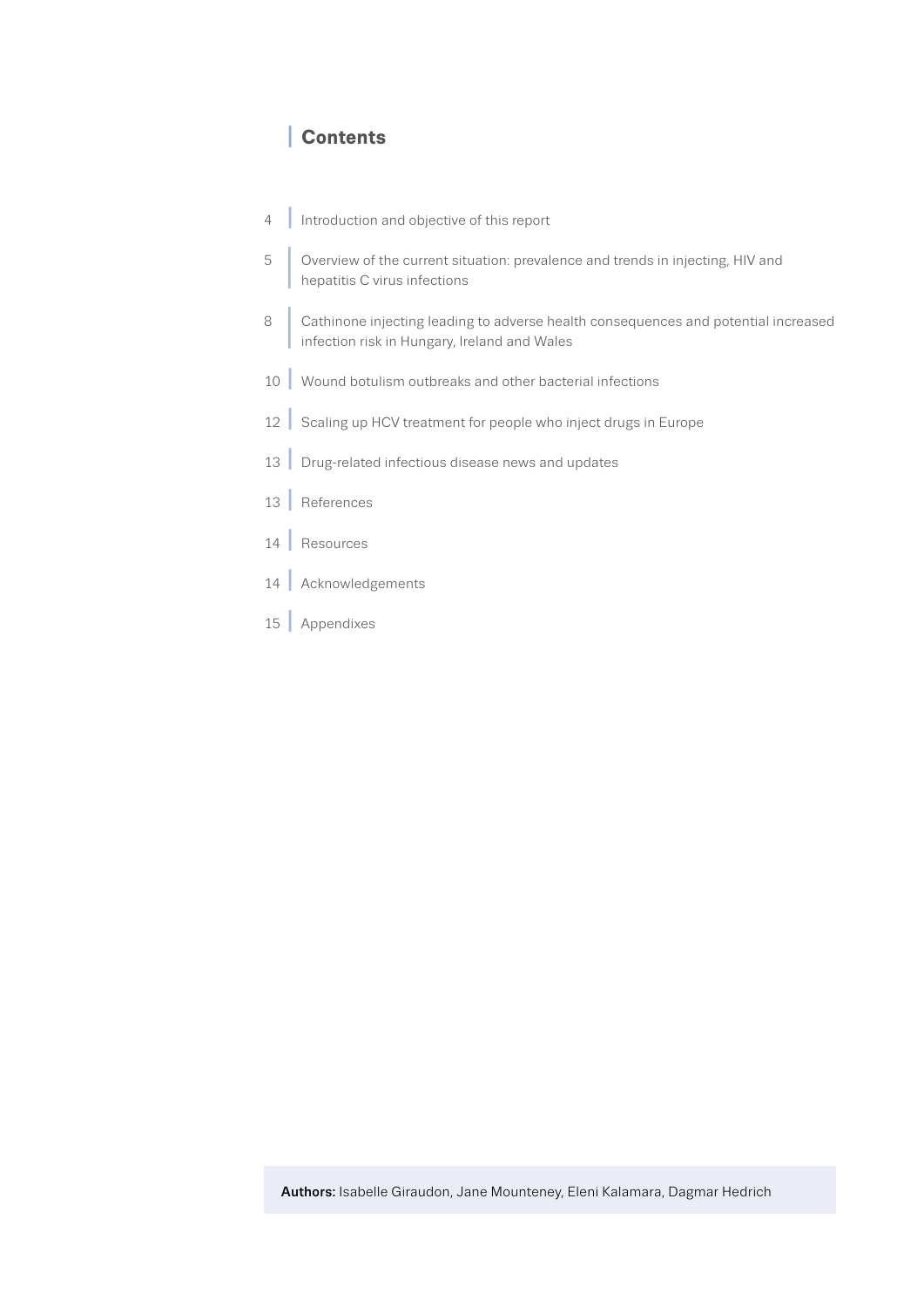## Contents

- 4 Introduction and objective of this report
- 5 Overview of the current situation: prevalence and trends in injecting, HIV and hepatitis C virus infections
- 8 Cathinone injecting leading to adverse health consequences and potential increased infection risk in Hungary, Ireland and Wales
- 10 Wound botulism outbreaks and other bacterial infections
- 12 Scaling up HCV treatment for people who inject drugs in Europe
- 13 Drug-related infectious disease news and updates
- 13 References
- 14 Resources
- 14 Acknowledgements
- 15 Appendixes

**Authors:** Isabelle Giraudon, Jane Mounteney, Eleni Kalamara, Dagmar Hedrich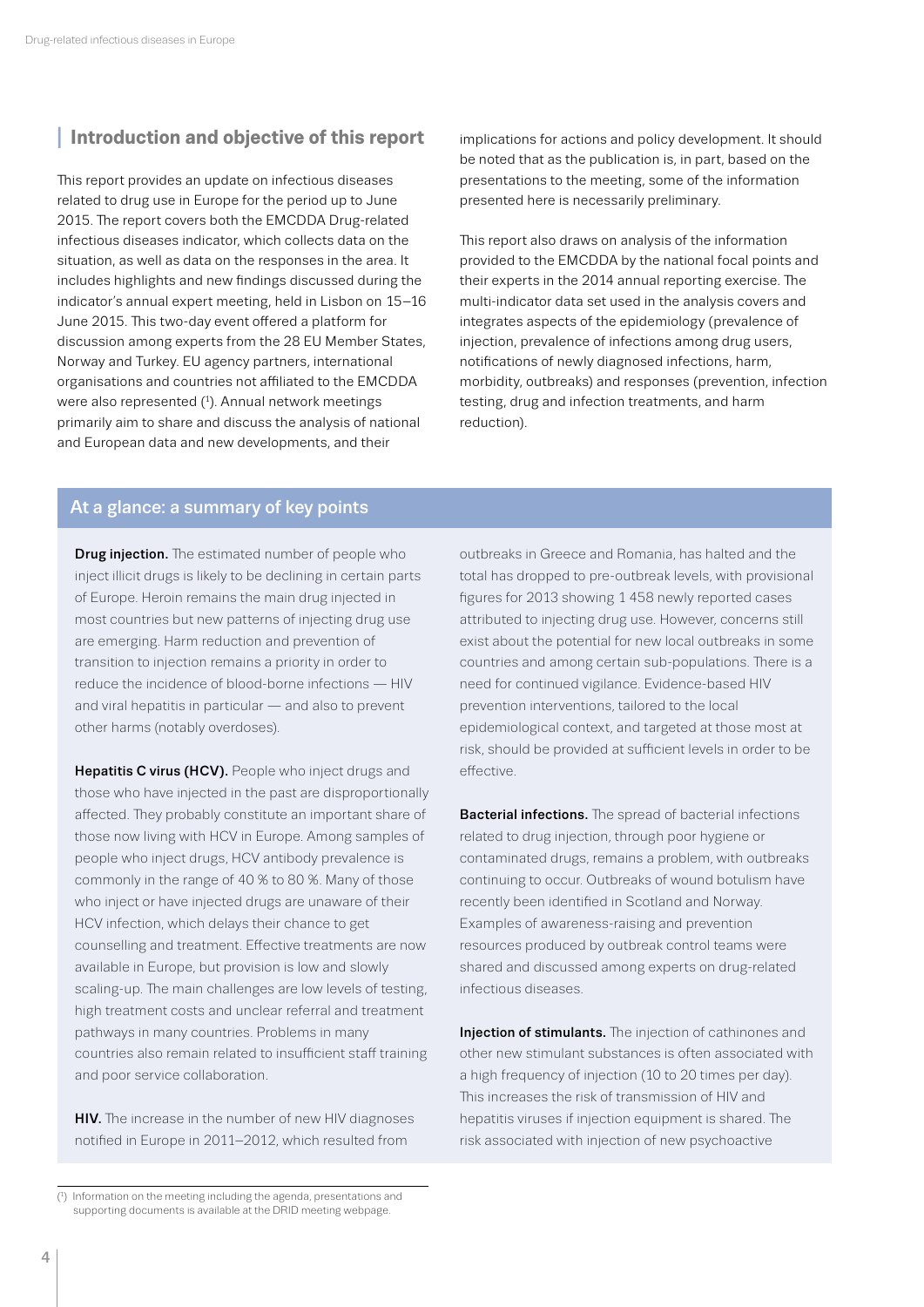## Introduction and objective of this report

This report provides an update on infectious diseases related to drug use in Europe for the period up to June 2015. The report covers both the EMCDDA Drug-related infectious diseases indicator, which collects data on the situation, as well as data on the responses in the area. It includes highlights and new findings discussed during the indicator's annual expert meeting, held in Lisbon on 15–16 June 2015. This two-day event offered a platform for discussion among experts from the 28 EU Member States, Norway and Turkey. EU agency partners, international organisations and countries not affiliated to the EMCDDA were also represented [1]. Annual network meetings primarily aim to share and discuss the analysis of national and European data and new developments, and their implications for actions and policy development. It should be noted that as the publication is, in part, based on the presentations to the meeting, some of the information presented here is necessarily preliminary.

This report also draws on analysis of the information provided to the EMCDDA by the national focal points and their experts in the 2014 annual reporting exercise. The multi-indicator data set used in the analysis covers and integrates aspects of the epidemiology (prevalence of injection, prevalence of infections among drug users, notifications of newly diagnosed infections, harm, morbidity, outbreaks) and responses (prevention, infection testing, drug and infection treatments, and harm reduction).

### At a glance: a summary of key points

**Drug injection.** The estimated number of people who inject illicit drugs is likely to be declining in certain parts of Europe. Heroin remains the main drug injected in most countries but new patterns of injecting drug use are emerging. Harm reduction and prevention of transition to injection remains a priority in order to reduce the incidence of blood-borne infections — HIV and viral hepatitis in particular — and also to prevent other harms (notably overdoses).

**Hepatitis C virus (HCV).** People who inject drugs and those who have injected in the past are disproportionally affected. They probably constitute an important share of those now living with HCV in Europe. Among samples of people who inject drugs, HCV antibody prevalence is commonly in the range of 40 % to 80 %. Many of those who inject or have injected drugs are unaware of their HCV infection, which delays their chance to get counselling and treatment. Effective treatments are now available in Europe, but provision is low and slowly scaling-up. The main challenges are low levels of testing, high treatment costs and unclear referral and treatment pathways in many countries. Problems in many countries also remain related to insufficient staff training and poor service collaboration.

**HIV.** The increase in the number of new HIV diagnoses notified in Europe in 2011–2012, which resulted from outbreaks in Greece and Romania, has halted and the total has dropped to pre-outbreak levels, with provisional figures for 2013 showing 1 458 newly reported cases attributed to injecting drug use. However, concerns still exist about the potential for new local outbreaks in some countries and among certain sub-populations. There is a need for continued vigilance. Evidence-based HIV prevention interventions, tailored to the local epidemiological context, and targeted at those most at risk, should be provided at sufficient levels in order to be effective.

**Bacterial infections.** The spread of bacterial infections related to drug injection, through poor hygiene or contaminated drugs, remains a problem, with outbreaks continuing to occur. Outbreaks of wound botulism have recently been identified in Scotland and Norway. Examples of awareness-raising and prevention resources produced by outbreak control teams were shared and discussed among experts on drug-related infectious diseases.

**Injection of stimulants.** The injection of cathinones and other new stimulant substances is often associated with a high frequency of injection (10 to 20 times per day). This increases the risk of transmission of HIV and hepatitis viruses if injection equipment is shared. The risk associated with injection of new psychoactive

[1] Information on the meeting including the agenda, presentations and supporting documents is available at the DRID meeting webpage.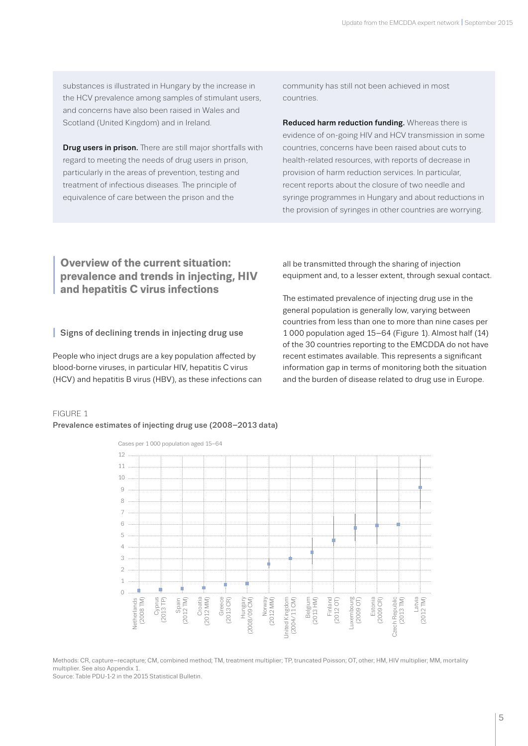substances is illustrated in Hungary by the increase in the HCV prevalence among samples of stimulant users, and concerns have also been raised in Wales and Scotland (United Kingdom) and in Ireland.

**Drug users in prison.** There are still major shortfalls with regard to meeting the needs of drug users in prison, particularly in the areas of prevention, testing and treatment of infectious diseases. The principle of equivalence of care between the prison and the community has still not been achieved in most countries.

**Reduced harm reduction funding.** Whereas there is evidence of on-going HIV and HCV transmission in some countries, concerns have been raised about cuts to health-related resources, with reports of decrease in provision of harm reduction services. In particular, recent reports about the closure of two needle and syringe programmes in Hungary and about reductions in the provision of syringes in other countries are worrying.

## Overview of the current situation: prevalence and trends in injecting, HIV and hepatitis C virus infections

### Signs of declining trends in injecting drug use

People who inject drugs are a key population affected by blood-borne viruses, in particular HIV, hepatitis C virus (HCV) and hepatitis B virus (HBV), as these infections can all be transmitted through the sharing of injection equipment and, to a lesser extent, through sexual contact.

The estimated prevalence of injecting drug use in the general population is generally low, varying between countries from less than one to more than nine cases per 1 000 population aged 15–64 (Figure 1). Almost half (14) of the 30 countries reporting to the EMCDDA do not have recent estimates available. This represents a significant information gap in terms of monitoring both the situation and the burden of disease related to drug use in Europe.

FIGURE 1
**Prevalence estimates of injecting drug use (2008–2013 data)**

Cases per 1 000 population aged 15–64

Netherlands (2008 TM), Cyprus (2013 TP), Spain (2012 TM), Croatia (2012 MM), Greece (2013 CR), Hungary (2008/09 CM), Norway (2012 MM), United Kingdom (2004/11 CM), Belgium (2013 HM), Finland (2012 OT), Luxembourg (2009 OT), Estonia (2009 CR), Czech Republic (2013 TM), Latvia (2012 TM)

Methods: CR, capture–recapture; CM, combined method; TM, treatment multiplier; TP, truncated Poisson; OT, other; HM, HIV multiplier; MM, mortality multiplier. See also Appendix 1.
Source: Table PDU-1-2 in the 2015 Statistical Bulletin.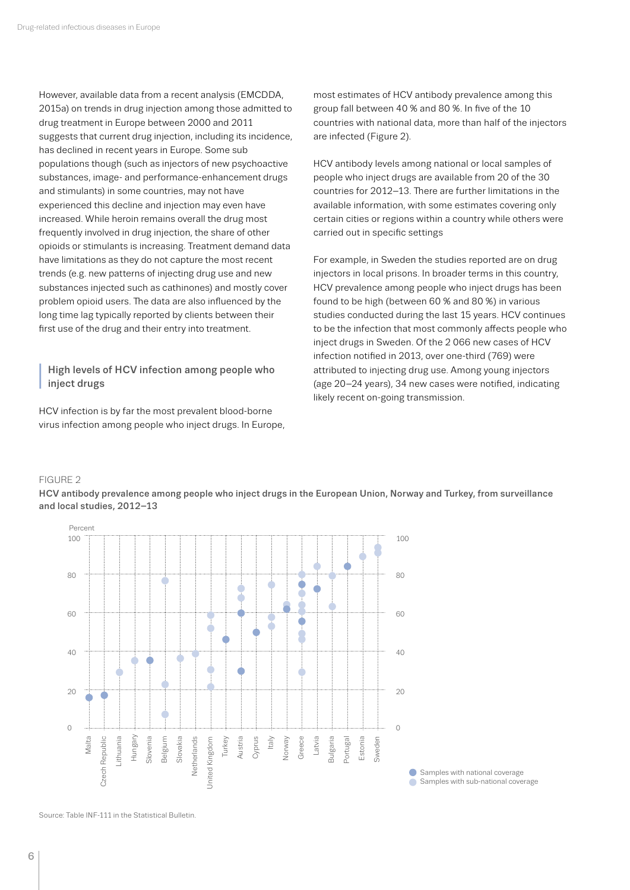However, available data from a recent analysis (EMCDDA, 2015a) on trends in drug injection among those admitted to drug treatment in Europe between 2000 and 2011 suggests that current drug injection, including its incidence, has declined in recent years in Europe. Some sub populations though (such as injectors of new psychoactive substances, image- and performance-enhancement drugs and stimulants) in some countries, may not have experienced this decline and injection may even have increased. While heroin remains overall the drug most frequently involved in drug injection, the share of other opioids or stimulants is increasing. Treatment demand data have limitations as they do not capture the most recent trends (e.g. new patterns of injecting drug use and new substances injected such as cathinones) and mostly cover problem opioid users. The data are also influenced by the long time lag typically reported by clients between their first use of the drug and their entry into treatment.

## High levels of HCV infection among people who inject drugs

HCV infection is by far the most prevalent blood-borne virus infection among people who inject drugs. In Europe, most estimates of HCV antibody prevalence among this group fall between 40 % and 80 %. In five of the 10 countries with national data, more than half of the injectors are infected (Figure 2).

HCV antibody levels among national or local samples of people who inject drugs are available from 20 of the 30 countries for 2012–13. There are further limitations in the available information, with some estimates covering only certain cities or regions within a country while others were carried out in specific settings

For example, in Sweden the studies reported are on drug injectors in local prisons. In broader terms in this country, HCV prevalence among people who inject drugs has been found to be high (between 60 % and 80 %) in various studies conducted during the last 15 years. HCV continues to be the infection that most commonly affects people who inject drugs in Sweden. Of the 2 066 new cases of HCV infection notified in 2013, over one-third (769) were attributed to injecting drug use. Among young injectors (age 20–24 years), 34 new cases were notified, indicating likely recent on-going transmission.

FIGURE 2

**HCV antibody prevalence among people who inject drugs in the European Union, Norway and Turkey, from surveillance and local studies, 2012–13**

Source: Table INF-111 in the Statistical Bulletin.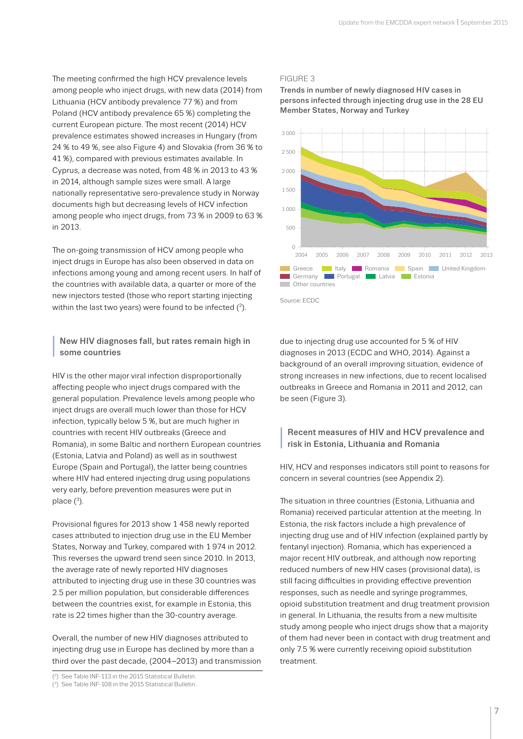The meeting confirmed the high HCV prevalence levels among people who inject drugs, with new data (2014) from Lithuania (HCV antibody prevalence 77 %) and from Poland (HCV antibody prevalence 65 %) completing the current European picture. The most recent (2014) HCV prevalence estimates showed increases in Hungary (from 24 % to 49 %, see also Figure 4) and Slovakia (from 36 % to 41 %), compared with previous estimates available. In Cyprus, a decrease was noted, from 48 % in 2013 to 43 % in 2014, although sample sizes were small. A large nationally representative sero-prevalence study in Norway documents high but decreasing levels of HCV infection among people who inject drugs, from 73 % in 2009 to 63 % in 2013.

The on-going transmission of HCV among people who inject drugs in Europe has also been observed in data on infections among young and among recent users. In half of the countries with available data, a quarter or more of the new injectors tested (those who report starting injecting within the last two years) were found to be infected ([2]).

## New HIV diagnoses fall, but rates remain high in some countries

HIV is the other major viral infection disproportionally affecting people who inject drugs compared with the general population. Prevalence levels among people who inject drugs are overall much lower than those for HCV infection, typically below 5 %, but are much higher in countries with recent HIV outbreaks (Greece and Romania), in some Baltic and northern European countries (Estonia, Latvia and Poland) as well as in southwest Europe (Spain and Portugal), the latter being countries where HIV had entered injecting drug using populations very early, before prevention measures were put in place ([3]).

Provisional figures for 2013 show 1 458 newly reported cases attributed to injection drug use in the EU Member States, Norway and Turkey, compared with 1 974 in 2012. This reverses the upward trend seen since 2010. In 2013, the average rate of newly reported HIV diagnoses attributed to injecting drug use in these 30 countries was 2.5 per million population, but considerable differences between the countries exist, for example in Estonia, this rate is 22 times higher than the 30-country average.

Overall, the number of new HIV diagnoses attributed to injecting drug use in Europe has declined by more than a third over the past decade, (2004–2013) and transmission due to injecting drug use accounted for 5 % of HIV diagnoses in 2013 (ECDC and WHO, 2014). Against a background of an overall improving situation, evidence of strong increases in new infections, due to recent localised outbreaks in Greece and Romania in 2011 and 2012, can be seen (Figure 3).

FIGURE 3

**Trends in number of newly diagnosed HIV cases in persons infected through injecting drug use in the 28 EU Member States, Norway and Turkey**

Source: ECDC

## Recent measures of HIV and HCV prevalence and risk in Estonia, Lithuania and Romania

HIV, HCV and responses indicators still point to reasons for concern in several countries (see Appendix 2).

The situation in three countries (Estonia, Lithuania and Romania) received particular attention at the meeting. In Estonia, the risk factors include a high prevalence of injecting drug use and of HIV infection (explained partly by fentanyl injection). Romania, which has experienced a major recent HIV outbreak, and although now reporting reduced numbers of new HIV cases (provisional data), is still facing difficulties in providing effective prevention responses, such as needle and syringe programmes, opioid substitution treatment and drug treatment provision in general. In Lithuania, the results from a new multisite study among people who inject drugs show that a majority of them had never been in contact with drug treatment and only 7.5 % were currently receiving opioid substitution treatment.

([2]) See Table INF-113 in the 2015 Statistical Bulletin.

([3]) See Table INF-108 in the 2015 Statistical Bulletin.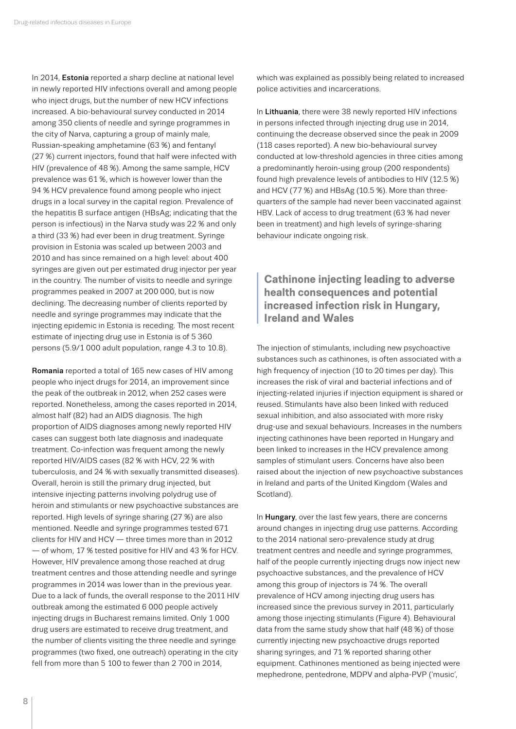In 2014, **Estonia** reported a sharp decline at national level in newly reported HIV infections overall and among people who inject drugs, but the number of new HCV infections increased. A bio-behavioural survey conducted in 2014 among 350 clients of needle and syringe programmes in the city of Narva, capturing a group of mainly male, Russian-speaking amphetamine (63 %) and fentanyl (27 %) current injectors, found that half were infected with HIV (prevalence of 48 %). Among the same sample, HCV prevalence was 61 %, which is however lower than the 94 % HCV prevalence found among people who inject drugs in a local survey in the capital region. Prevalence of the hepatitis B surface antigen (HBsAg; indicating that the person is infectious) in the Narva study was 22 % and only a third (33 %) had ever been in drug treatment. Syringe provision in Estonia was scaled up between 2003 and 2010 and has since remained on a high level: about 400 syringes are given out per estimated drug injector per year in the country. The number of visits to needle and syringe programmes peaked in 2007 at 200 000, but is now declining. The decreasing number of clients reported by needle and syringe programmes may indicate that the injecting epidemic in Estonia is receding. The most recent estimate of injecting drug use in Estonia is of 5 360 persons (5.9/1 000 adult population, range 4.3 to 10.8).

**Romania** reported a total of 165 new cases of HIV among people who inject drugs for 2014, an improvement since the peak of the outbreak in 2012, when 252 cases were reported. Nonetheless, among the cases reported in 2014, almost half (82) had an AIDS diagnosis. The high proportion of AIDS diagnoses among newly reported HIV cases can suggest both late diagnosis and inadequate treatment. Co-infection was frequent among the newly reported HIV/AIDS cases (82 % with HCV, 22 % with tuberculosis, and 24 % with sexually transmitted diseases). Overall, heroin is still the primary drug injected, but intensive injecting patterns involving polydrug use of heroin and stimulants or new psychoactive substances are reported. High levels of syringe sharing (27 %) are also mentioned. Needle and syringe programmes tested 671 clients for HIV and HCV — three times more than in 2012 — of whom, 17 % tested positive for HIV and 43 % for HCV. However, HIV prevalence among those reached at drug treatment centres and those attending needle and syringe programmes in 2014 was lower than in the previous year. Due to a lack of funds, the overall response to the 2011 HIV outbreak among the estimated 6 000 people actively injecting drugs in Bucharest remains limited. Only 1 000 drug users are estimated to receive drug treatment, and the number of clients visiting the three needle and syringe programmes (two fixed, one outreach) operating in the city fell from more than 5 100 to fewer than 2 700 in 2014, which was explained as possibly being related to increased police activities and incarcerations.

In **Lithuania**, there were 38 newly reported HIV infections in persons infected through injecting drug use in 2014, continuing the decrease observed since the peak in 2009 (118 cases reported). A new bio-behavioural survey conducted at low-threshold agencies in three cities among a predominantly heroin-using group (200 respondents) found high prevalence levels of antibodies to HIV (12.5 %) and HCV (77 %) and HBsAg (10.5 %). More than three-quarters of the sample had never been vaccinated against HBV. Lack of access to drug treatment (63 % had never been in treatment) and high levels of syringe-sharing behaviour indicate ongoing risk.

## Cathinone injecting leading to adverse health consequences and potential increased infection risk in Hungary, Ireland and Wales

The injection of stimulants, including new psychoactive substances such as cathinones, is often associated with a high frequency of injection (10 to 20 times per day). This increases the risk of viral and bacterial infections and of injecting-related injuries if injection equipment is shared or reused. Stimulants have also been linked with reduced sexual inhibition, and also associated with more risky drug-use and sexual behaviours. Increases in the numbers injecting cathinones have been reported in Hungary and been linked to increases in the HCV prevalence among samples of stimulant users. Concerns have also been raised about the injection of new psychoactive substances in Ireland and parts of the United Kingdom (Wales and Scotland).

In **Hungary**, over the last few years, there are concerns around changes in injecting drug use patterns. According to the 2014 national sero-prevalence study at drug treatment centres and needle and syringe programmes, half of the people currently injecting drugs now inject new psychoactive substances, and the prevalence of HCV among this group of injectors is 74 %. The overall prevalence of HCV among injecting drug users has increased since the previous survey in 2011, particularly among those injecting stimulants (Figure 4). Behavioural data from the same study show that half (48 %) of those currently injecting new psychoactive drugs reported sharing syringes, and 71 % reported sharing other equipment. Cathinones mentioned as being injected were mephedrone, pentedrone, MDPV and alpha-PVP ('music',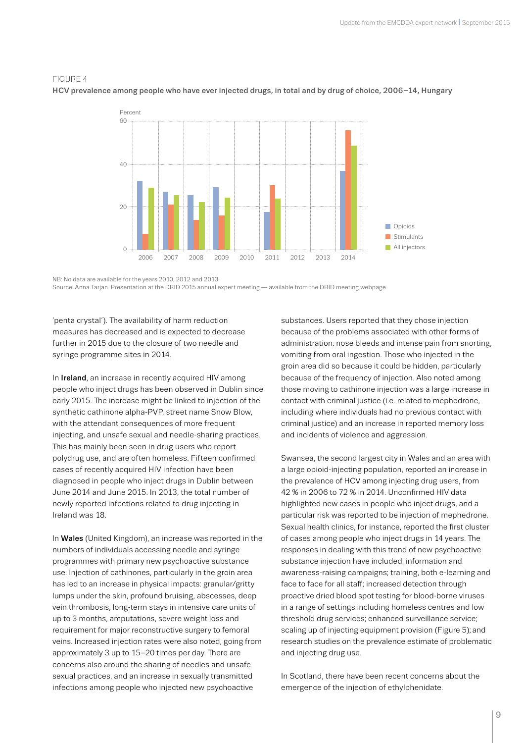FIGURE 4

**HCV prevalence among people who have ever injected drugs, in total and by drug of choice, 2006–14, Hungary**

NB: No data are available for the years 2010, 2012 and 2013.
Source: Anna Tarjan. Presentation at the DRID 2015 annual expert meeting — available from the DRID meeting webpage.

'penta crystal'). The availability of harm reduction measures has decreased and is expected to decrease further in 2015 due to the closure of two needle and syringe programme sites in 2014.

In **Ireland**, an increase in recently acquired HIV among people who inject drugs has been observed in Dublin since early 2015. The increase might be linked to injection of the synthetic cathinone alpha-PVP, street name Snow Blow, with the attendant consequences of more frequent injecting, and unsafe sexual and needle-sharing practices. This has mainly been seen in drug users who report polydrug use, and are often homeless. Fifteen confirmed cases of recently acquired HIV infection have been diagnosed in people who inject drugs in Dublin between June 2014 and June 2015. In 2013, the total number of newly reported infections related to drug injecting in Ireland was 18.

In **Wales** (United Kingdom), an increase was reported in the numbers of individuals accessing needle and syringe programmes with primary new psychoactive substance use. Injection of cathinones, particularly in the groin area has led to an increase in physical impacts: granular/gritty lumps under the skin, profound bruising, abscesses, deep vein thrombosis, long-term stays in intensive care units of up to 3 months, amputations, severe weight loss and requirement for major reconstructive surgery to femoral veins. Increased injection rates were also noted, going from approximately 3 up to 15–20 times per day. There are concerns also around the sharing of needles and unsafe sexual practices, and an increase in sexually transmitted infections among people who injected new psychoactive substances. Users reported that they chose injection because of the problems associated with other forms of administration: nose bleeds and intense pain from snorting, vomiting from oral ingestion. Those who injected in the groin area did so because it could be hidden, particularly because of the frequency of injection. Also noted among those moving to cathinone injection was a large increase in contact with criminal justice (i.e. related to mephedrone, including where individuals had no previous contact with criminal justice) and an increase in reported memory loss and incidents of violence and aggression.

Swansea, the second largest city in Wales and an area with a large opioid-injecting population, reported an increase in the prevalence of HCV among injecting drug users, from 42 % in 2006 to 72 % in 2014. Unconfirmed HIV data highlighted new cases in people who inject drugs, and a particular risk was reported to be injection of mephedrone. Sexual health clinics, for instance, reported the first cluster of cases among people who inject drugs in 14 years. The responses in dealing with this trend of new psychoactive substance injection have included: information and awareness-raising campaigns; training, both e-learning and face to face for all staff; increased detection through proactive dried blood spot testing for blood-borne viruses in a range of settings including homeless centres and low threshold drug services; enhanced surveillance service; scaling up of injecting equipment provision (Figure 5); and research studies on the prevalence estimate of problematic and injecting drug use.

In Scotland, there have been recent concerns about the emergence of the injection of ethylphenidate.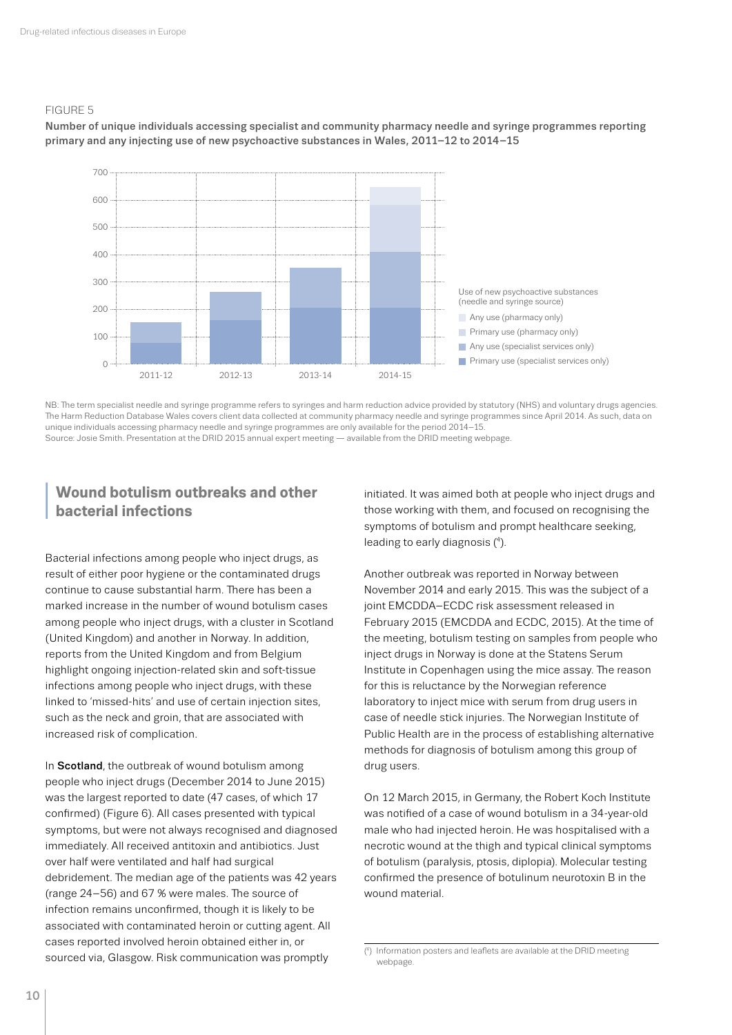FIGURE 5

**Number of unique individuals accessing specialist and community pharmacy needle and syringe programmes reporting primary and any injecting use of new psychoactive substances in Wales, 2011–12 to 2014–15**

NB: The term specialist needle and syringe programme refers to syringes and harm reduction advice provided by statutory (NHS) and voluntary drugs agencies. The Harm Reduction Database Wales covers client data collected at community pharmacy needle and syringe programmes since April 2014. As such, data on unique individuals accessing pharmacy needle and syringe programmes are only available for the period 2014–15.
Source: Josie Smith. Presentation at the DRID 2015 annual expert meeting — available from the DRID meeting webpage.

## Wound botulism outbreaks and other bacterial infections

Bacterial infections among people who inject drugs, as result of either poor hygiene or the contaminated drugs continue to cause substantial harm. There has been a marked increase in the number of wound botulism cases among people who inject drugs, with a cluster in Scotland (United Kingdom) and another in Norway. In addition, reports from the United Kingdom and from Belgium highlight ongoing injection-related skin and soft-tissue infections among people who inject drugs, with these linked to 'missed-hits' and use of certain injection sites, such as the neck and groin, that are associated with increased risk of complication.

In **Scotland**, the outbreak of wound botulism among people who inject drugs (December 2014 to June 2015) was the largest reported to date (47 cases, of which 17 confirmed) (Figure 6). All cases presented with typical symptoms, but were not always recognised and diagnosed immediately. All received antitoxin and antibiotics. Just over half were ventilated and half had surgical debridement. The median age of the patients was 42 years (range 24–56) and 67 % were males. The source of infection remains unconfirmed, though it is likely to be associated with contaminated heroin or cutting agent. All cases reported involved heroin obtained either in, or sourced via, Glasgow. Risk communication was promptly initiated. It was aimed both at people who inject drugs and those working with them, and focused on recognising the symptoms of botulism and prompt healthcare seeking, leading to early diagnosis [4].

Another outbreak was reported in Norway between November 2014 and early 2015. This was the subject of a joint EMCDDA–ECDC risk assessment released in February 2015 (EMCDDA and ECDC, 2015). At the time of the meeting, botulism testing on samples from people who inject drugs in Norway is done at the Statens Serum Institute in Copenhagen using the mice assay. The reason for this is reluctance by the Norwegian reference laboratory to inject mice with serum from drug users in case of needle stick injuries. The Norwegian Institute of Public Health are in the process of establishing alternative methods for diagnosis of botulism among this group of drug users.

On 12 March 2015, in Germany, the Robert Koch Institute was notified of a case of wound botulism in a 34-year-old male who had injected heroin. He was hospitalised with a necrotic wound at the thigh and typical clinical symptoms of botulism (paralysis, ptosis, diplopia). Molecular testing confirmed the presence of botulinum neurotoxin B in the wound material.

[4] Information posters and leaflets are available at the DRID meeting webpage.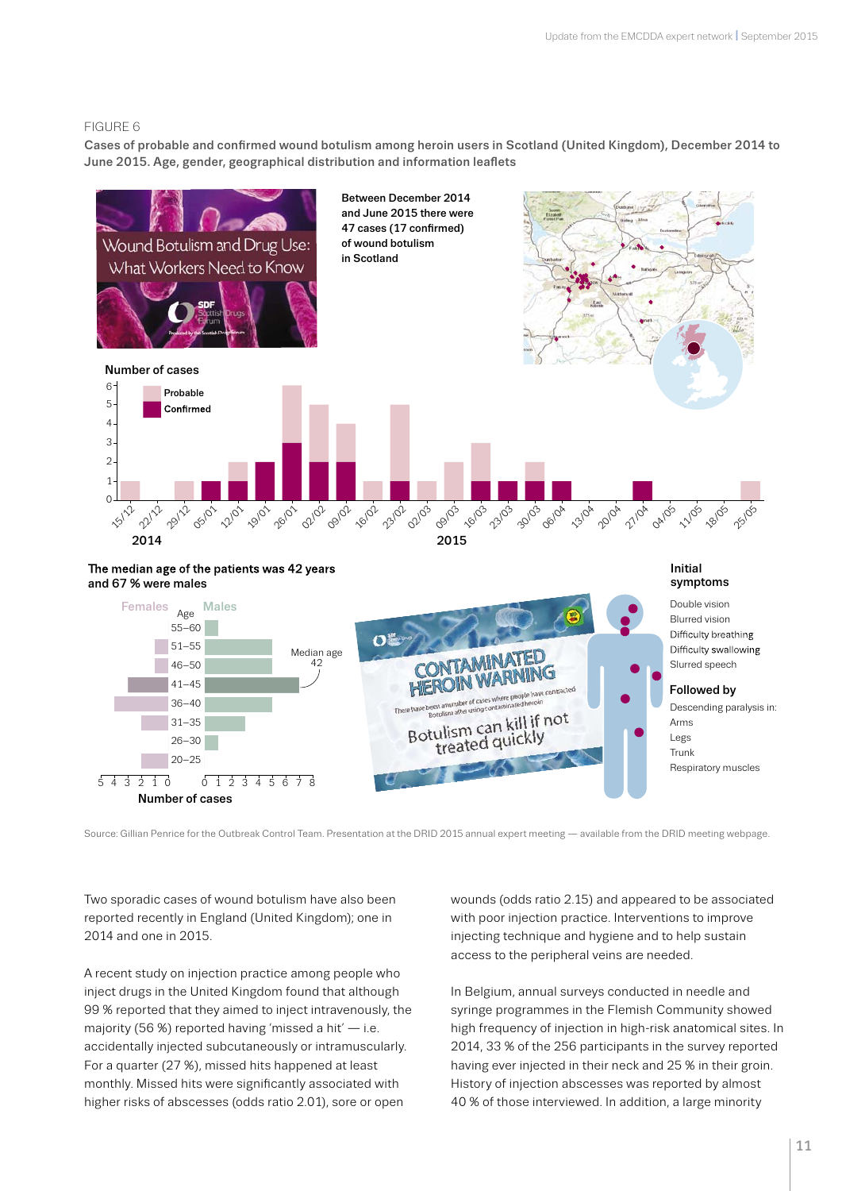FIGURE 6

**Cases of probable and confirmed wound botulism among heroin users in Scotland (United Kingdom), December 2014 to June 2015. Age, gender, geographical distribution and information leaflets**

Wound Botulism and Drug Use: What Workers Need to Know

Between December 2014 and June 2015 there were 47 cases (17 confirmed) of wound botulism in Scotland

The median age of the patients was 42 years and 67 % were males

Initial symptoms: Double vision, Blurred vision, Difficulty breathing, Difficulty swallowing, Slurred speech

Followed by: Descending paralysis in: Arms, Legs, Trunk, Respiratory muscles

CONTAMINATED HEROIN WARNING — Botulism can kill if not treated quickly

Source: Gillian Penrice for the Outbreak Control Team. Presentation at the DRID 2015 annual expert meeting — available from the DRID meeting webpage.

Two sporadic cases of wound botulism have also been reported recently in England (United Kingdom); one in 2014 and one in 2015.

A recent study on injection practice among people who inject drugs in the United Kingdom found that although 99 % reported that they aimed to inject intravenously, the majority (56 %) reported having 'missed a hit' — i.e. accidentally injected subcutaneously or intramuscularly. For a quarter (27 %), missed hits happened at least monthly. Missed hits were significantly associated with higher risks of abscesses (odds ratio 2.01), sore or open wounds (odds ratio 2.15) and appeared to be associated with poor injection practice. Interventions to improve injecting technique and hygiene and to help sustain access to the peripheral veins are needed.

In Belgium, annual surveys conducted in needle and syringe programmes in the Flemish Community showed high frequency of injection in high-risk anatomical sites. In 2014, 33 % of the 256 participants in the survey reported having ever injected in their neck and 25 % in their groin. History of injection abscesses was reported by almost 40 % of those interviewed. In addition, a large minority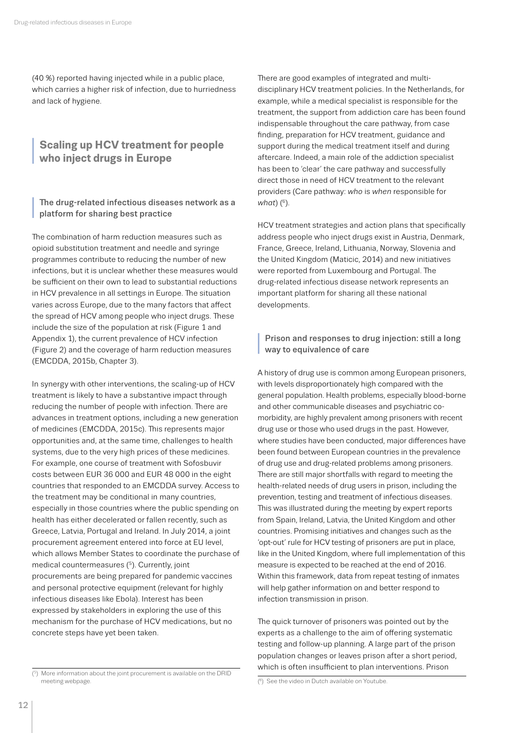(40 %) reported having injected while in a public place, which carries a higher risk of infection, due to hurriedness and lack of hygiene.

## Scaling up HCV treatment for people who inject drugs in Europe

### The drug-related infectious diseases network as a platform for sharing best practice

The combination of harm reduction measures such as opioid substitution treatment and needle and syringe programmes contribute to reducing the number of new infections, but it is unclear whether these measures would be sufficient on their own to lead to substantial reductions in HCV prevalence in all settings in Europe. The situation varies across Europe, due to the many factors that affect the spread of HCV among people who inject drugs. These include the size of the population at risk (Figure 1 and Appendix 1), the current prevalence of HCV infection (Figure 2) and the coverage of harm reduction measures (EMCDDA, 2015b, Chapter 3).

In synergy with other interventions, the scaling-up of HCV treatment is likely to have a substantive impact through reducing the number of people with infection. There are advances in treatment options, including a new generation of medicines (EMCDDA, 2015c). This represents major opportunities and, at the same time, challenges to health systems, due to the very high prices of these medicines. For example, one course of treatment with Sofosbuvir costs between EUR 36 000 and EUR 48 000 in the eight countries that responded to an EMCDDA survey. Access to the treatment may be conditional in many countries, especially in those countries where the public spending on health has either decelerated or fallen recently, such as Greece, Latvia, Portugal and Ireland. In July 2014, a joint procurement agreement entered into force at EU level, which allows Member States to coordinate the purchase of medical countermeasures ([5]). Currently, joint procurements are being prepared for pandemic vaccines and personal protective equipment (relevant for highly infectious diseases like Ebola). Interest has been expressed by stakeholders in exploring the use of this mechanism for the purchase of HCV medications, but no concrete steps have yet been taken.

There are good examples of integrated and multi-disciplinary HCV treatment policies. In the Netherlands, for example, while a medical specialist is responsible for the treatment, the support from addiction care has been found indispensable throughout the care pathway, from case finding, preparation for HCV treatment, guidance and support during the medical treatment itself and during aftercare. Indeed, a main role of the addiction specialist has been to 'clear' the care pathway and successfully direct those in need of HCV treatment to the relevant providers (Care pathway: *who* is *when* responsible for *what*) ([6]).

HCV treatment strategies and action plans that specifically address people who inject drugs exist in Austria, Denmark, France, Greece, Ireland, Lithuania, Norway, Slovenia and the United Kingdom (Maticic, 2014) and new initiatives were reported from Luxembourg and Portugal. The drug-related infectious disease network represents an important platform for sharing all these national developments.

### Prison and responses to drug injection: still a long way to equivalence of care

A history of drug use is common among European prisoners, with levels disproportionately high compared with the general population. Health problems, especially blood-borne and other communicable diseases and psychiatric co-morbidity, are highly prevalent among prisoners with recent drug use or those who used drugs in the past. However, where studies have been conducted, major differences have been found between European countries in the prevalence of drug use and drug-related problems among prisoners. There are still major shortfalls with regard to meeting the health-related needs of drug users in prison, including the prevention, testing and treatment of infectious diseases. This was illustrated during the meeting by expert reports from Spain, Ireland, Latvia, the United Kingdom and other countries. Promising initiatives and changes such as the 'opt-out' rule for HCV testing of prisoners are put in place, like in the United Kingdom, where full implementation of this measure is expected to be reached at the end of 2016. Within this framework, data from repeat testing of inmates will help gather information on and better respond to infection transmission in prison.

The quick turnover of prisoners was pointed out by the experts as a challenge to the aim of offering systematic testing and follow-up planning. A large part of the prison population changes or leaves prison after a short period, which is often insufficient to plan interventions. Prison

([5]) More information about the joint procurement is available on the DRID meeting webpage.

([6]) See the video in Dutch available on Youtube.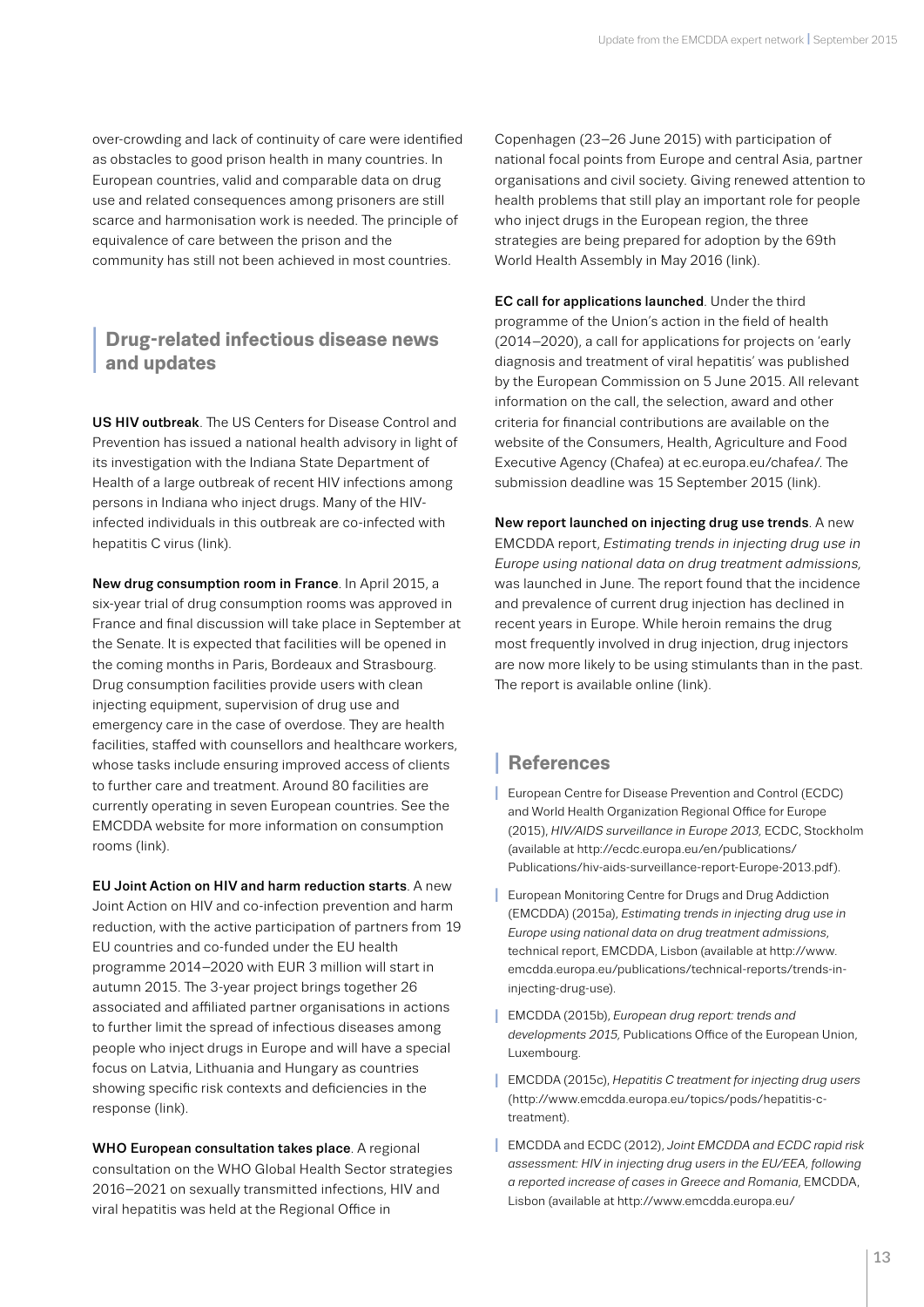over-crowding and lack of continuity of care were identified as obstacles to good prison health in many countries. In European countries, valid and comparable data on drug use and related consequences among prisoners are still scarce and harmonisation work is needed. The principle of equivalence of care between the prison and the community has still not been achieved in most countries.

## Drug-related infectious disease news and updates

**US HIV outbreak**. The US Centers for Disease Control and Prevention has issued a national health advisory in light of its investigation with the Indiana State Department of Health of a large outbreak of recent HIV infections among persons in Indiana who inject drugs. Many of the HIV-infected individuals in this outbreak are co-infected with hepatitis C virus (link).

**New drug consumption room in France**. In April 2015, a six-year trial of drug consumption rooms was approved in France and final discussion will take place in September at the Senate. It is expected that facilities will be opened in the coming months in Paris, Bordeaux and Strasbourg. Drug consumption facilities provide users with clean injecting equipment, supervision of drug use and emergency care in the case of overdose. They are health facilities, staffed with counsellors and healthcare workers, whose tasks include ensuring improved access of clients to further care and treatment. Around 80 facilities are currently operating in seven European countries. See the EMCDDA website for more information on consumption rooms (link).

**EU Joint Action on HIV and harm reduction starts**. A new Joint Action on HIV and co-infection prevention and harm reduction, with the active participation of partners from 19 EU countries and co-funded under the EU health programme 2014–2020 with EUR 3 million will start in autumn 2015. The 3-year project brings together 26 associated and affiliated partner organisations in actions to further limit the spread of infectious diseases among people who inject drugs in Europe and will have a special focus on Latvia, Lithuania and Hungary as countries showing specific risk contexts and deficiencies in the response (link).

**WHO European consultation takes place**. A regional consultation on the WHO Global Health Sector strategies 2016–2021 on sexually transmitted infections, HIV and viral hepatitis was held at the Regional Office in Copenhagen (23–26 June 2015) with participation of national focal points from Europe and central Asia, partner organisations and civil society. Giving renewed attention to health problems that still play an important role for people who inject drugs in the European region, the three strategies are being prepared for adoption by the 69th World Health Assembly in May 2016 (link).

**EC call for applications launched**. Under the third programme of the Union's action in the field of health (2014–2020), a call for applications for projects on 'early diagnosis and treatment of viral hepatitis' was published by the European Commission on 5 June 2015. All relevant information on the call, the selection, award and other criteria for financial contributions are available on the website of the Consumers, Health, Agriculture and Food Executive Agency (Chafea) at ec.europa.eu/chafea/. The submission deadline was 15 September 2015 (link).

**New report launched on injecting drug use trends**. A new EMCDDA report, *Estimating trends in injecting drug use in Europe using national data on drug treatment admissions,* was launched in June. The report found that the incidence and prevalence of current drug injection has declined in recent years in Europe. While heroin remains the drug most frequently involved in drug injection, drug injectors are now more likely to be using stimulants than in the past. The report is available online (link).

## References

- European Centre for Disease Prevention and Control (ECDC) and World Health Organization Regional Office for Europe (2015), *HIV/AIDS surveillance in Europe 2013,* ECDC, Stockholm (available at http://ecdc.europa.eu/en/publications/Publications/hiv-aids-surveillance-report-Europe-2013.pdf).
- European Monitoring Centre for Drugs and Drug Addiction (EMCDDA) (2015a), *Estimating trends in injecting drug use in Europe using national data on drug treatment admissions,* technical report, EMCDDA, Lisbon (available at http://www.emcdda.europa.eu/publications/technical-reports/trends-in-injecting-drug-use).
- EMCDDA (2015b), *European drug report: trends and developments 2015,* Publications Office of the European Union, Luxembourg.
- EMCDDA (2015c), *Hepatitis C treatment for injecting drug users* (http://www.emcdda.europa.eu/topics/pods/hepatitis-c-treatment).
- EMCDDA and ECDC (2012), *Joint EMCDDA and ECDC rapid risk assessment: HIV in injecting drug users in the EU/EEA, following a reported increase of cases in Greece and Romania,* EMCDDA, Lisbon (available at http://www.emcdda.europa.eu/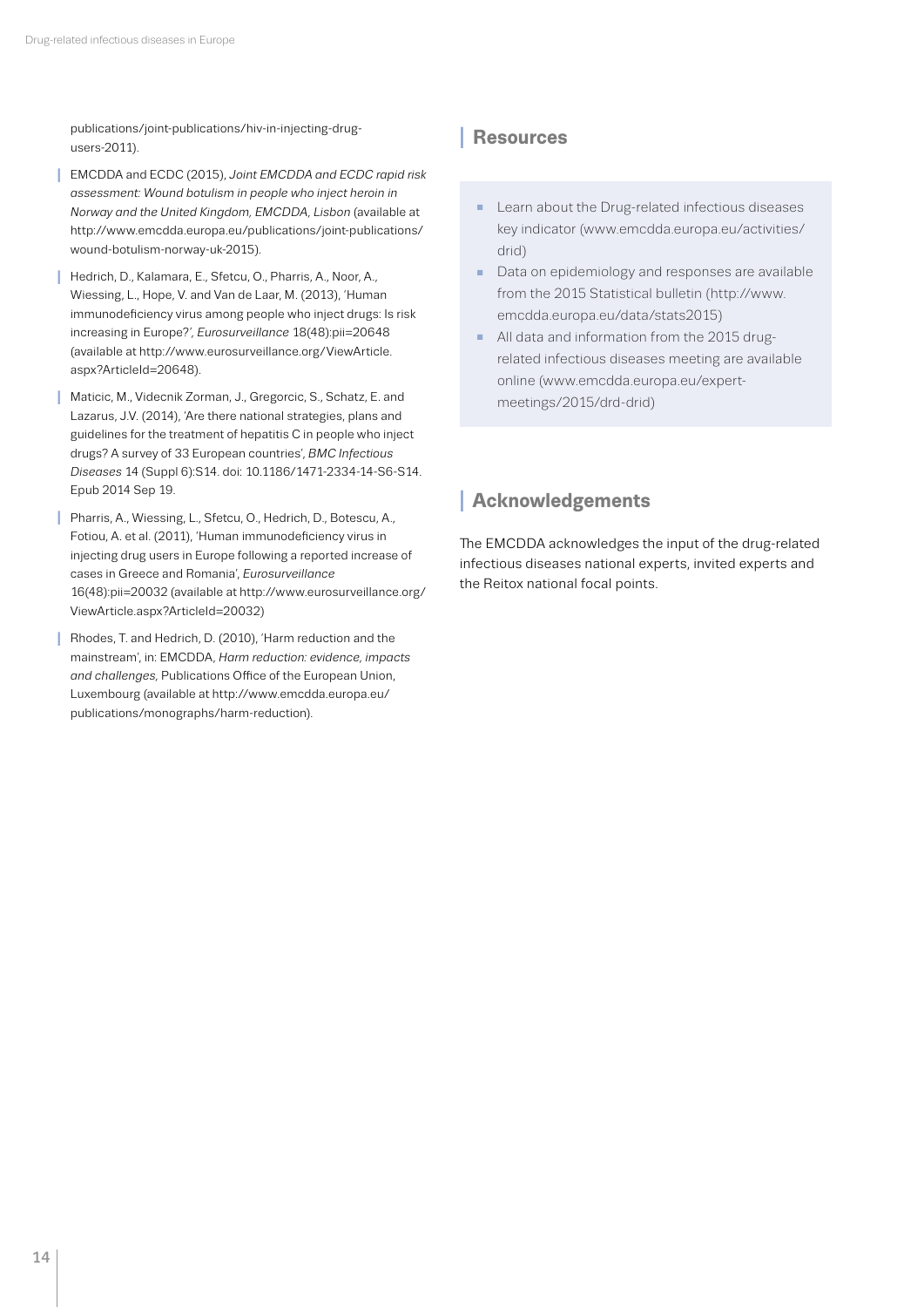publications/joint-publications/hiv-in-injecting-drug-users-2011).

- EMCDDA and ECDC (2015), *Joint EMCDDA and ECDC rapid risk assessment: Wound botulism in people who inject heroin in Norway and the United Kingdom, EMCDDA, Lisbon* (available at http://www.emcdda.europa.eu/publications/joint-publications/wound-botulism-norway-uk-2015).
- Hedrich, D., Kalamara, E., Sfetcu, O., Pharris, A., Noor, A., Wiessing, L., Hope, V. and Van de Laar, M. (2013), 'Human immunodeficiency virus among people who inject drugs: Is risk increasing in Europe?', *Eurosurveillance* 18(48):pii=20648 (available at http://www.eurosurveillance.org/ViewArticle.aspx?ArticleId=20648).
- Maticic, M., Videcnik Zorman, J., Gregorcic, S., Schatz, E. and Lazarus, J.V. (2014), 'Are there national strategies, plans and guidelines for the treatment of hepatitis C in people who inject drugs? A survey of 33 European countries', *BMC Infectious Diseases* 14 (Suppl 6):S14. doi: 10.1186/1471-2334-14-S6-S14. Epub 2014 Sep 19.
- Pharris, A., Wiessing, L., Sfetcu, O., Hedrich, D., Botescu, A., Fotiou, A. et al. (2011), 'Human immunodeficiency virus in injecting drug users in Europe following a reported increase of cases in Greece and Romania', *Eurosurveillance* 16(48):pii=20032 (available at http://www.eurosurveillance.org/ViewArticle.aspx?ArticleId=20032)
- Rhodes, T. and Hedrich, D. (2010), 'Harm reduction and the mainstream', in: EMCDDA, *Harm reduction: evidence, impacts and challenges,* Publications Office of the European Union, Luxembourg (available at http://www.emcdda.europa.eu/publications/monographs/harm-reduction).

## Resources

- Learn about the Drug-related infectious diseases key indicator (www.emcdda.europa.eu/activities/drid)
- Data on epidemiology and responses are available from the 2015 Statistical bulletin (http://www.emcdda.europa.eu/data/stats2015)
- All data and information from the 2015 drug-related infectious diseases meeting are available online (www.emcdda.europa.eu/expert-meetings/2015/drd-drid)

## Acknowledgements

The EMCDDA acknowledges the input of the drug-related infectious diseases national experts, invited experts and the Reitox national focal points.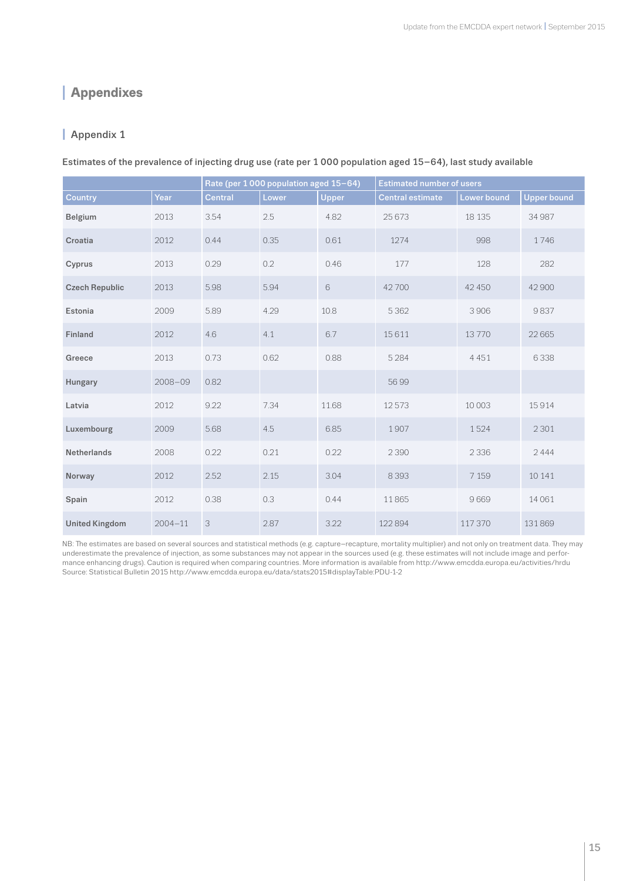# Appendixes

## Appendix 1

**Estimates of the prevalence of injecting drug use (rate per 1 000 population aged 15–64), last study available**

| | | Rate (per 1 000 population aged 15–64) | | | Estimated number of users | | |
|---|---|---|---|---|---|---|---|
| Country | Year | Central | Lower | Upper | Central estimate | Lower bound | Upper bound |
| **Belgium** | 2013 | 3.54 | 2.5 | 4.82 | 25 673 | 18 135 | 34 987 |
| **Croatia** | 2012 | 0.44 | 0.35 | 0.61 | 1274 | 998 | 1 746 |
| **Cyprus** | 2013 | 0.29 | 0.2 | 0.46 | 177 | 128 | 282 |
| **Czech Republic** | 2013 | 5.98 | 5.94 | 6 | 42 700 | 42 450 | 42 900 |
| **Estonia** | 2009 | 5.89 | 4.29 | 10.8 | 5 362 | 3 906 | 9 837 |
| **Finland** | 2012 | 4.6 | 4.1 | 6.7 | 15 611 | 13 770 | 22 665 |
| **Greece** | 2013 | 0.73 | 0.62 | 0.88 | 5 284 | 4 451 | 6 338 |
| **Hungary** | 2008–09 | 0.82 | | | 56 99 | | |
| **Latvia** | 2012 | 9.22 | 7.34 | 11.68 | 12 573 | 10 003 | 15 914 |
| **Luxembourg** | 2009 | 5.68 | 4.5 | 6.85 | 1 907 | 1 524 | 2 301 |
| **Netherlands** | 2008 | 0.22 | 0.21 | 0.22 | 2 390 | 2 336 | 2 444 |
| **Norway** | 2012 | 2.52 | 2.15 | 3.04 | 8 393 | 7 159 | 10 141 |
| **Spain** | 2012 | 0.38 | 0.3 | 0.44 | 11 865 | 9 669 | 14 061 |
| **United Kingdom** | 2004–11 | 3 | 2.87 | 3.22 | 122 894 | 117 370 | 131 869 |

NB: The estimates are based on several sources and statistical methods (e.g. capture–recapture, mortality multiplier) and not only on treatment data. They may underestimate the prevalence of injection, as some substances may not appear in the sources used (e.g. these estimates will not include image and performance enhancing drugs). Caution is required when comparing countries. More information is available from http://www.emcdda.europa.eu/activities/hrdu
Source: Statistical Bulletin 2015 http://www.emcdda.europa.eu/data/stats2015#displayTable:PDU-1-2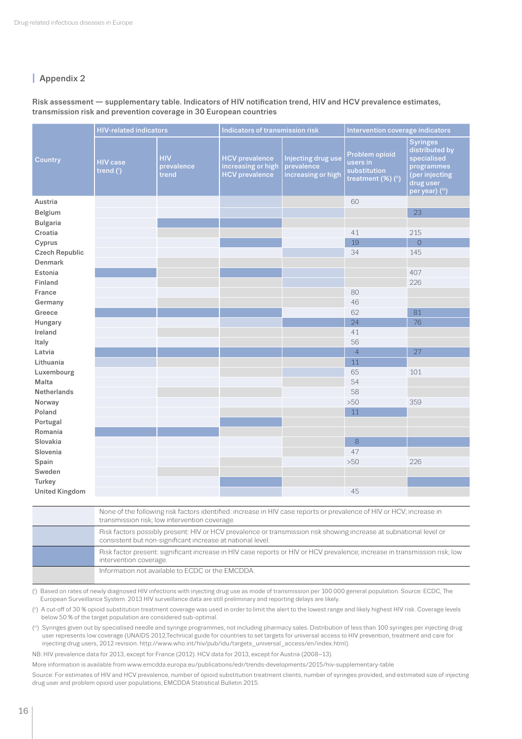## Appendix 2

**Risk assessment — supplementary table. Indicators of HIV notification trend, HIV and HCV prevalence estimates, transmission risk and prevention coverage in 30 European countries**

| Country | HIV-related indicators | | Indicators of transmission risk | | Intervention coverage indicators | |
|---|---|---|---|---|---|---|
| | HIV case trend (i) | HIV prevalence trend | HCV prevalence increasing or high HCV prevalence | Injecting drug use prevalence increasing or high | Problem opioid users in substitution treatment (%) (ii) | Syringes distributed by specialised programmes (per injecting drug user per year) (iii) |
| Austria | | | | | 60 | |
| Belgium | | | | | | 23 |
| Bulgaria | | | | | | |
| Croatia | | | | | 41 | 215 |
| Cyprus | | | | | 19 | 0 |
| Czech Republic | | | | | 34 | 145 |
| Denmark | | | | | | |
| Estonia | | | | | | 407 |
| Finland | | | | | | 226 |
| France | | | | | 80 | |
| Germany | | | | | 46 | |
| Greece | | | | | 62 | 81 |
| Hungary | | | | | 24 | 76 |
| Ireland | | | | | 41 | |
| Italy | | | | | 56 | |
| Latvia | | | | | 4 | 27 |
| Lithuania | | | | | 11 | |
| Luxembourg | | | | | 65 | 101 |
| Malta | | | | | 54 | |
| Netherlands | | | | | 58 | |
| Norway | | | | | >50 | 359 |
| Poland | | | | | 11 | |
| Portugal | | | | | | |
| Romania | | | | | | |
| Slovakia | | | | | 8 | |
| Slovenia | | | | | 47 | |
| Spain | | | | | >50 | 226 |
| Sweden | | | | | | |
| Turkey | | | | | | |
| United Kingdom | | | | | 45 | |

| Legend | |
|---|---|
| | None of the following risk factors identified: increase in HIV case reports or prevalence of HIV or HCV; increase in transmission risk; low intervention coverage. |
| | Risk factors possibly present: HIV or HCV prevalence or transmission risk showing increase at subnational level or consistent but non-significant increase at national level. |
| | Risk factor present: significant increase in HIV case reports or HIV or HCV prevalence; increase in transmission risk; low intervention coverage. |
| | Information not available to ECDC or the EMCDDA. |

(i) Based on rates of newly diagnosed HIV infections with injecting drug use as mode of transmission per 100 000 general population. Source: ECDC, The European Surveillance System. 2013 HIV surveillance data are still preliminary and reporting delays are likely.

(ii) A cut-off of 30 % opioid substitution treatment coverage was used in order to limit the alert to the lowest range and likely highest HIV risk. Coverage levels below 50 % of the target population are considered sub-optimal.

(iii) Syringes given out by specialised needle and syringe programmes, not including pharmacy sales. Distribution of less than 100 syringes per injecting drug user represents low coverage (UNAIDS 2012,Technical guide for countries to set targets for universal access to HIV prevention, treatment and care for injecting drug users, 2012 revision. http://www.who.int/hiv/pub/idu/targets_universal_access/en/index.html).

NB: HIV prevalence data for 2013, except for France (2012). HCV data for 2013, except for Austria (2008–13).

More information is available from www.emcdda.europa.eu/publications/edr/trends-developments/2015/hiv-supplementary-table

Source: For estimates of HIV and HCV prevalence, number of opioid substitution treatment clients, number of syringes provided, and estimated size of injecting drug user and problem opioid user populations, EMCDDA Statistical Bulletin 2015.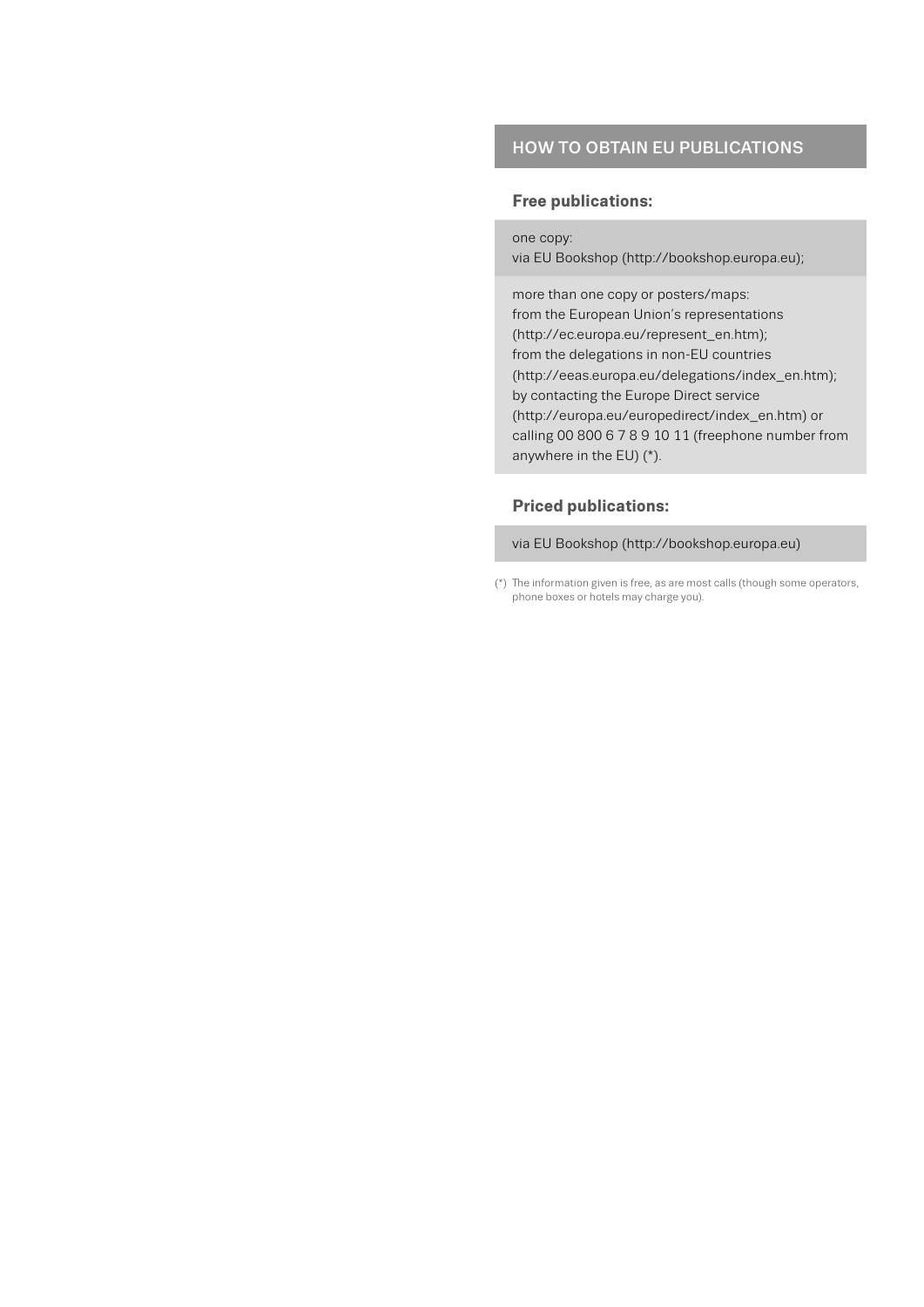## HOW TO OBTAIN EU PUBLICATIONS

**Free publications:**

one copy:
via EU Bookshop (http://bookshop.europa.eu);

more than one copy or posters/maps:
from the European Union's representations (http://ec.europa.eu/represent_en.htm);
from the delegations in non-EU countries (http://eeas.europa.eu/delegations/index_en.htm);
by contacting the Europe Direct service (http://europa.eu/europedirect/index_en.htm) or calling 00 800 6 7 8 9 10 11 (freephone number from anywhere in the EU) (*).

**Priced publications:**

via EU Bookshop (http://bookshop.europa.eu)

(*) The information given is free, as are most calls (though some operators, phone boxes or hotels may charge you).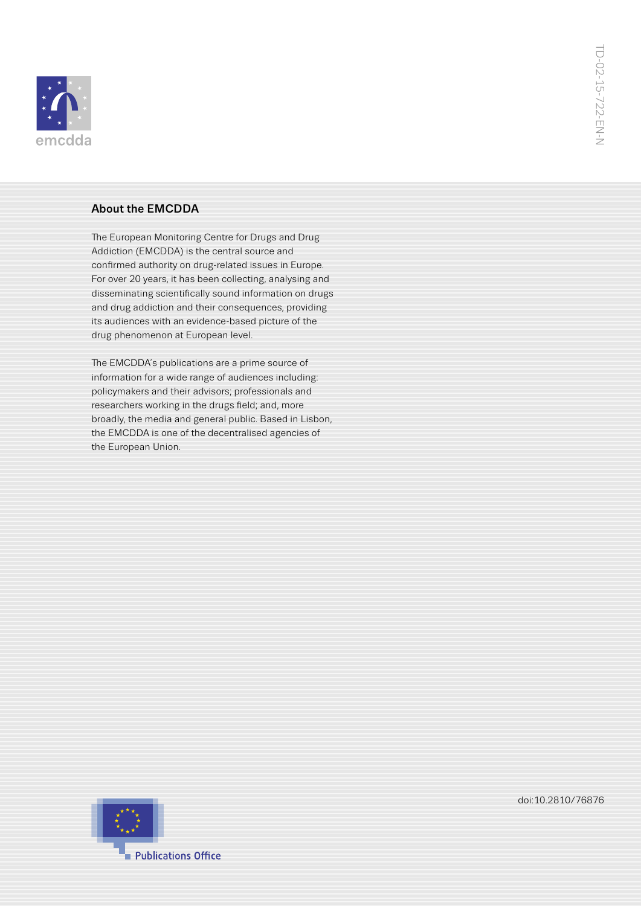emcdda

TD-02-15-722-EN-N

## About the EMCDDA

The European Monitoring Centre for Drugs and Drug Addiction (EMCDDA) is the central source and confirmed authority on drug-related issues in Europe. For over 20 years, it has been collecting, analysing and disseminating scientifically sound information on drugs and drug addiction and their consequences, providing its audiences with an evidence-based picture of the drug phenomenon at European level.

The EMCDDA's publications are a prime source of information for a wide range of audiences including: policymakers and their advisors; professionals and researchers working in the drugs field; and, more broadly, the media and general public. Based in Lisbon, the EMCDDA is one of the decentralised agencies of the European Union.

Publications Office

doi:10.2810/76876